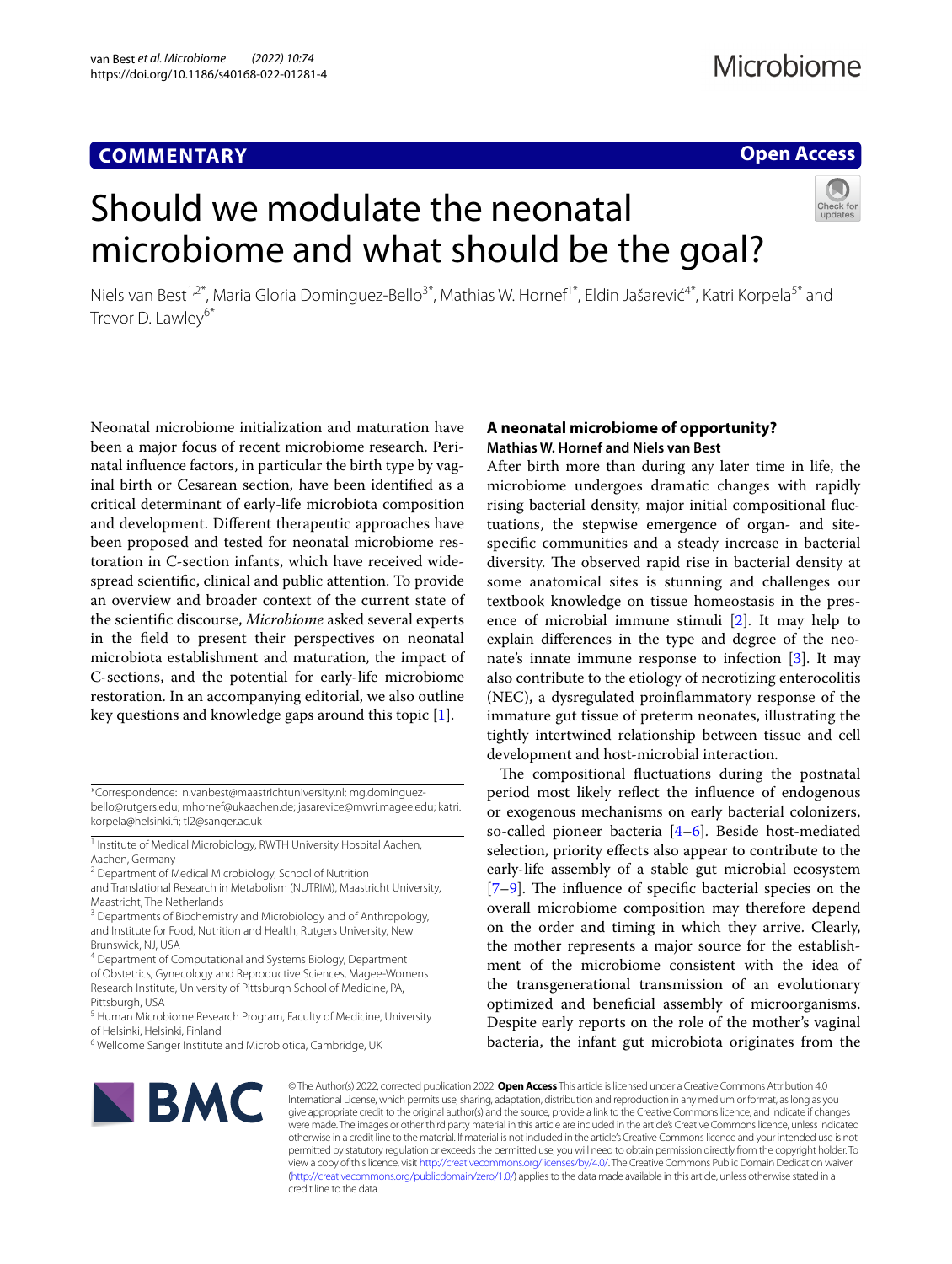**COMMENTARY**

**Open Access**

# Should we modulate the neonatal microbiome and what should be the goal?

Niels van Best[1,2*], Maria Gloria Dominguez-Bello[3*], Mathias W. Hornef[1*], Eldin Jašarević[4*], Katri Korpela[5*] and Trevor D. Lawley[6*]

Neonatal microbiome initialization and maturation have been a major focus of recent microbiome research. Perinatal influence factors, in particular the birth type by vaginal birth or Cesarean section, have been identified as a critical determinant of early-life microbiota composition and development. Different therapeutic approaches have been proposed and tested for neonatal microbiome restoration in C-section infants, which have received widespread scientific, clinical and public attention. To provide an overview and broader context of the current state of the scientific discourse, *Microbiome* asked several experts in the field to present their perspectives on neonatal microbiota establishment and maturation, the impact of C-sections, and the potential for early-life microbiome restoration. In an accompanying editorial, we also outline key questions and knowledge gaps around this topic [1].

*Correspondence: n.vanbest@maastrichtuniversity.nl; mg.dominguez-bello@rutgers.edu; mhornef@ukaachen.de; jasarevice@mwri.magee.edu; katri.korpela@helsinki.fi; tl2@sanger.ac.uk

[1] Institute of Medical Microbiology, RWTH University Hospital Aachen, Aachen, Germany
[2] Department of Medical Microbiology, School of Nutrition and Translational Research in Metabolism (NUTRIM), Maastricht University, Maastricht, The Netherlands
[3] Departments of Biochemistry and Microbiology and of Anthropology, and Institute for Food, Nutrition and Health, Rutgers University, New Brunswick, NJ, USA
[4] Department of Computational and Systems Biology, Department of Obstetrics, Gynecology and Reproductive Sciences, Magee-Womens Research Institute, University of Pittsburgh School of Medicine, PA, Pittsburgh, USA
[5] Human Microbiome Research Program, Faculty of Medicine, University of Helsinki, Helsinki, Finland
[6] Wellcome Sanger Institute and Microbiotica, Cambridge, UK

## A neonatal microbiome of opportunity?

**Mathias W. Hornef and Niels van Best**

After birth more than during any later time in life, the microbiome undergoes dramatic changes with rapidly rising bacterial density, major initial compositional fluctuations, the stepwise emergence of organ- and site-specific communities and a steady increase in bacterial diversity. The observed rapid rise in bacterial density at some anatomical sites is stunning and challenges our textbook knowledge on tissue homeostasis in the presence of microbial immune stimuli [2]. It may help to explain differences in the type and degree of the neonate's innate immune response to infection [3]. It may also contribute to the etiology of necrotizing enterocolitis (NEC), a dysregulated proinflammatory response of the immature gut tissue of preterm neonates, illustrating the tightly intertwined relationship between tissue and cell development and host-microbial interaction.

The compositional fluctuations during the postnatal period most likely reflect the influence of endogenous or exogenous mechanisms on early bacterial colonizers, so-called pioneer bacteria [4–6]. Beside host-mediated selection, priority effects also appear to contribute to the early-life assembly of a stable gut microbial ecosystem [7–9]. The influence of specific bacterial species on the overall microbiome composition may therefore depend on the order and timing in which they arrive. Clearly, the mother represents a major source for the establishment of the microbiome consistent with the idea of the transgenerational transmission of an evolutionary optimized and beneficial assembly of microorganisms. Despite early reports on the role of the mother's vaginal bacteria, the infant gut microbiota originates from the

© The Author(s) 2022, corrected publication 2022. **Open Access** This article is licensed under a Creative Commons Attribution 4.0 International License, which permits use, sharing, adaptation, distribution and reproduction in any medium or format, as long as you give appropriate credit to the original author(s) and the source, provide a link to the Creative Commons licence, and indicate if changes were made. The images or other third party material in this article are included in the article's Creative Commons licence, unless indicated otherwise in a credit line to the material. If material is not included in the article's Creative Commons licence and your intended use is not permitted by statutory regulation or exceeds the permitted use, you will need to obtain permission directly from the copyright holder. To view a copy of this licence, visit http://creativecommons.org/licenses/by/4.0/. The Creative Commons Public Domain Dedication waiver (http://creativecommons.org/publicdomain/zero/1.0/) applies to the data made available in this article, unless otherwise stated in a credit line to the data.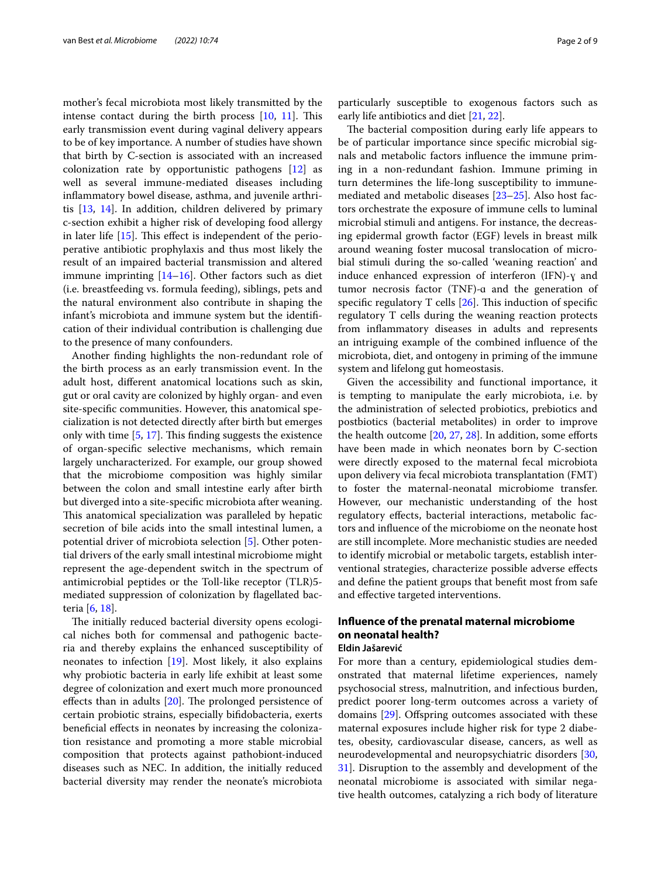mother's fecal microbiota most likely transmitted by the intense contact during the birth process [10, 11]. This early transmission event during vaginal delivery appears to be of key importance. A number of studies have shown that birth by C-section is associated with an increased colonization rate by opportunistic pathogens [12] as well as several immune-mediated diseases including inflammatory bowel disease, asthma, and juvenile arthritis [13, 14]. In addition, children delivered by primary c-section exhibit a higher risk of developing food allergy in later life [15]. This effect is independent of the perioperative antibiotic prophylaxis and thus most likely the result of an impaired bacterial transmission and altered immune imprinting [14–16]. Other factors such as diet (i.e. breastfeeding vs. formula feeding), siblings, pets and the natural environment also contribute in shaping the infant's microbiota and immune system but the identification of their individual contribution is challenging due to the presence of many confounders.

Another finding highlights the non-redundant role of the birth process as an early transmission event. In the adult host, different anatomical locations such as skin, gut or oral cavity are colonized by highly organ- and even site-specific communities. However, this anatomical specialization is not detected directly after birth but emerges only with time [5, 17]. This finding suggests the existence of organ-specific selective mechanisms, which remain largely uncharacterized. For example, our group showed that the microbiome composition was highly similar between the colon and small intestine early after birth but diverged into a site-specific microbiota after weaning. This anatomical specialization was paralleled by hepatic secretion of bile acids into the small intestinal lumen, a potential driver of microbiota selection [5]. Other potential drivers of the early small intestinal microbiome might represent the age-dependent switch in the spectrum of antimicrobial peptides or the Toll-like receptor (TLR)5-mediated suppression of colonization by flagellated bacteria [6, 18].

The initially reduced bacterial diversity opens ecological niches both for commensal and pathogenic bacteria and thereby explains the enhanced susceptibility of neonates to infection [19]. Most likely, it also explains why probiotic bacteria in early life exhibit at least some degree of colonization and exert much more pronounced effects than in adults [20]. The prolonged persistence of certain probiotic strains, especially bifidobacteria, exerts beneficial effects in neonates by increasing the colonization resistance and promoting a more stable microbial composition that protects against pathobiont-induced diseases such as NEC. In addition, the initially reduced bacterial diversity may render the neonate's microbiota particularly susceptible to exogenous factors such as early life antibiotics and diet [21, 22].

The bacterial composition during early life appears to be of particular importance since specific microbial signals and metabolic factors influence the immune priming in a non-redundant fashion. Immune priming in turn determines the life-long susceptibility to immune-mediated and metabolic diseases [23–25]. Also host factors orchestrate the exposure of immune cells to luminal microbial stimuli and antigens. For instance, the decreasing epidermal growth factor (EGF) levels in breast milk around weaning foster mucosal translocation of microbial stimuli during the so-called 'weaning reaction' and induce enhanced expression of interferon (IFN)-γ and tumor necrosis factor (TNF)-α and the generation of specific regulatory T cells [26]. This induction of specific regulatory T cells during the weaning reaction protects from inflammatory diseases in adults and represents an intriguing example of the combined influence of the microbiota, diet, and ontogeny in priming of the immune system and lifelong gut homeostasis.

Given the accessibility and functional importance, it is tempting to manipulate the early microbiota, i.e. by the administration of selected probiotics, prebiotics and postbiotics (bacterial metabolites) in order to improve the health outcome [20, 27, 28]. In addition, some efforts have been made in which neonates born by C-section were directly exposed to the maternal fecal microbiota upon delivery via fecal microbiota transplantation (FMT) to foster the maternal-neonatal microbiome transfer. However, our mechanistic understanding of the host regulatory effects, bacterial interactions, metabolic factors and influence of the microbiome on the neonate host are still incomplete. More mechanistic studies are needed to identify microbial or metabolic targets, establish interventional strategies, characterize possible adverse effects and define the patient groups that benefit most from safe and effective targeted interventions.

## Influence of the prenatal maternal microbiome on neonatal health?

**Eldin Jašarević**

For more than a century, epidemiological studies demonstrated that maternal lifetime experiences, namely psychosocial stress, malnutrition, and infectious burden, predict poorer long-term outcomes across a variety of domains [29]. Offspring outcomes associated with these maternal exposures include higher risk for type 2 diabetes, obesity, cardiovascular disease, cancers, as well as neurodevelopmental and neuropsychiatric disorders [30, 31]. Disruption to the assembly and development of the neonatal microbiome is associated with similar negative health outcomes, catalyzing a rich body of literature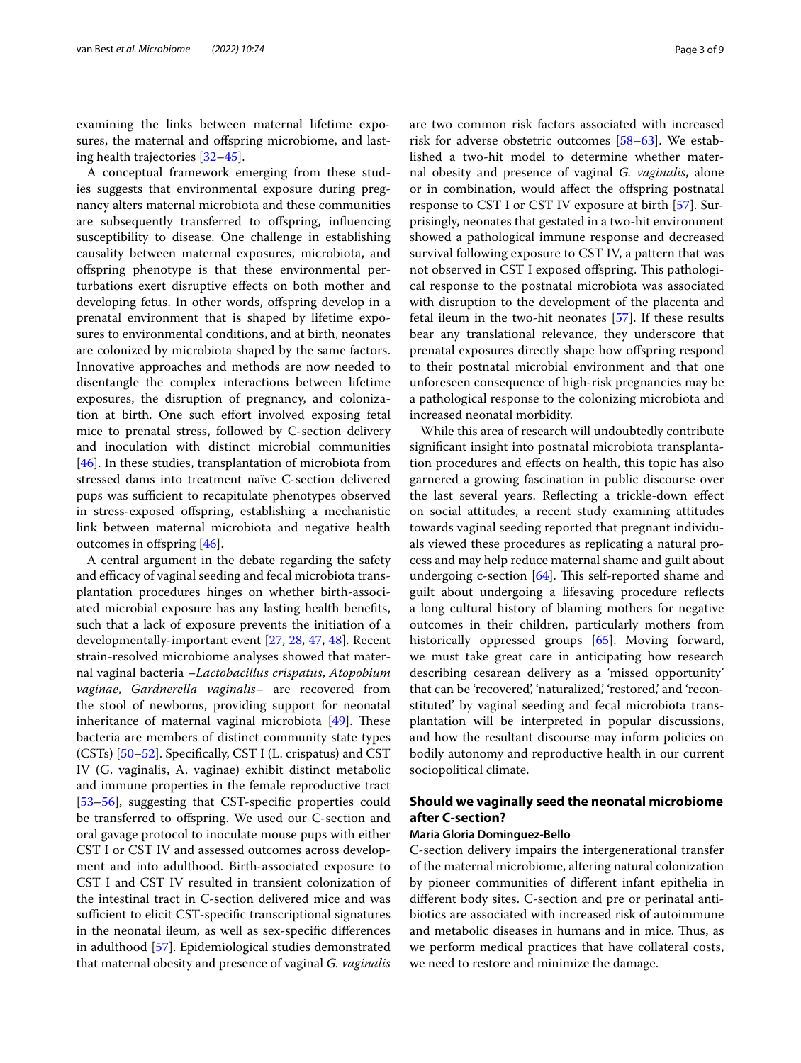examining the links between maternal lifetime exposures, the maternal and offspring microbiome, and lasting health trajectories [32–45].

A conceptual framework emerging from these studies suggests that environmental exposure during pregnancy alters maternal microbiota and these communities are subsequently transferred to offspring, influencing susceptibility to disease. One challenge in establishing causality between maternal exposures, microbiota, and offspring phenotype is that these environmental perturbations exert disruptive effects on both mother and developing fetus. In other words, offspring develop in a prenatal environment that is shaped by lifetime exposures to environmental conditions, and at birth, neonates are colonized by microbiota shaped by the same factors. Innovative approaches and methods are now needed to disentangle the complex interactions between lifetime exposures, the disruption of pregnancy, and colonization at birth. One such effort involved exposing fetal mice to prenatal stress, followed by C-section delivery and inoculation with distinct microbial communities [46]. In these studies, transplantation of microbiota from stressed dams into treatment naïve C-section delivered pups was sufficient to recapitulate phenotypes observed in stress-exposed offspring, establishing a mechanistic link between maternal microbiota and negative health outcomes in offspring [46].

A central argument in the debate regarding the safety and efficacy of vaginal seeding and fecal microbiota transplantation procedures hinges on whether birth-associated microbial exposure has any lasting health benefits, such that a lack of exposure prevents the initiation of a developmentally-important event [27, 28, 47, 48]. Recent strain-resolved microbiome analyses showed that maternal vaginal bacteria –*Lactobacillus crispatus*, *Atopobium vaginae*, *Gardnerella vaginalis*– are recovered from the stool of newborns, providing support for neonatal inheritance of maternal vaginal microbiota [49]. These bacteria are members of distinct community state types (CSTs) [50–52]. Specifically, CST I (L. crispatus) and CST IV (G. vaginalis, A. vaginae) exhibit distinct metabolic and immune properties in the female reproductive tract [53–56], suggesting that CST-specific properties could be transferred to offspring. We used our C-section and oral gavage protocol to inoculate mouse pups with either CST I or CST IV and assessed outcomes across development and into adulthood. Birth-associated exposure to CST I and CST IV resulted in transient colonization of the intestinal tract in C-section delivered mice and was sufficient to elicit CST-specific transcriptional signatures in the neonatal ileum, as well as sex-specific differences in adulthood [57]. Epidemiological studies demonstrated that maternal obesity and presence of vaginal *G. vaginalis* are two common risk factors associated with increased risk for adverse obstetric outcomes [58–63]. We established a two-hit model to determine whether maternal obesity and presence of vaginal *G. vaginalis*, alone or in combination, would affect the offspring postnatal response to CST I or CST IV exposure at birth [57]. Surprisingly, neonates that gestated in a two-hit environment showed a pathological immune response and decreased survival following exposure to CST IV, a pattern that was not observed in CST I exposed offspring. This pathological response to the postnatal microbiota was associated with disruption to the development of the placenta and fetal ileum in the two-hit neonates [57]. If these results bear any translational relevance, they underscore that prenatal exposures directly shape how offspring respond to their postnatal microbial environment and that one unforeseen consequence of high-risk pregnancies may be a pathological response to the colonizing microbiota and increased neonatal morbidity.

While this area of research will undoubtedly contribute significant insight into postnatal microbiota transplantation procedures and effects on health, this topic has also garnered a growing fascination in public discourse over the last several years. Reflecting a trickle-down effect on social attitudes, a recent study examining attitudes towards vaginal seeding reported that pregnant individuals viewed these procedures as replicating a natural process and may help reduce maternal shame and guilt about undergoing c-section [64]. This self-reported shame and guilt about undergoing a lifesaving procedure reflects a long cultural history of blaming mothers for negative outcomes in their children, particularly mothers from historically oppressed groups [65]. Moving forward, we must take great care in anticipating how research describing cesarean delivery as a 'missed opportunity' that can be 'recovered,' 'naturalized,' 'restored,' and 'reconstituted' by vaginal seeding and fecal microbiota transplantation will be interpreted in popular discussions, and how the resultant discourse may inform policies on bodily autonomy and reproductive health in our current sociopolitical climate.

## Should we vaginally seed the neonatal microbiome after C-section?

**Maria Gloria Dominguez-Bello**

C-section delivery impairs the intergenerational transfer of the maternal microbiome, altering natural colonization by pioneer communities of different infant epithelia in different body sites. C-section and pre or perinatal antibiotics are associated with increased risk of autoimmune and metabolic diseases in humans and in mice. Thus, as we perform medical practices that have collateral costs, we need to restore and minimize the damage.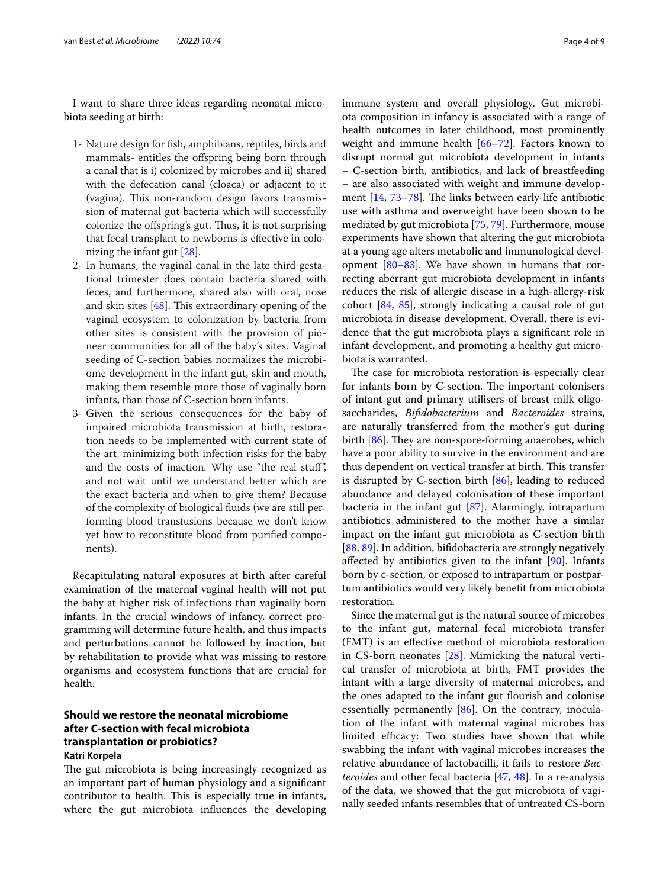I want to share three ideas regarding neonatal microbiota seeding at birth:

1- Nature design for fish, amphibians, reptiles, birds and mammals- entitles the offspring being born through a canal that is i) colonized by microbes and ii) shared with the defecation canal (cloaca) or adjacent to it (vagina). This non-random design favors transmission of maternal gut bacteria which will successfully colonize the offspring's gut. Thus, it is not surprising that fecal transplant to newborns is effective in colonizing the infant gut [28].
2- In humans, the vaginal canal in the late third gestational trimester does contain bacteria shared with feces, and furthermore, shared also with oral, nose and skin sites [48]. This extraordinary opening of the vaginal ecosystem to colonization by bacteria from other sites is consistent with the provision of pioneer communities for all of the baby's sites. Vaginal seeding of C-section babies normalizes the microbiome development in the infant gut, skin and mouth, making them resemble more those of vaginally born infants, than those of C-section born infants.
3- Given the serious consequences for the baby of impaired microbiota transmission at birth, restoration needs to be implemented with current state of the art, minimizing both infection risks for the baby and the costs of inaction. Why use "the real stuff", and not wait until we understand better which are the exact bacteria and when to give them? Because of the complexity of biological fluids (we are still performing blood transfusions because we don't know yet how to reconstitute blood from purified components).

Recapitulating natural exposures at birth after careful examination of the maternal vaginal health will not put the baby at higher risk of infections than vaginally born infants. In the crucial windows of infancy, correct programming will determine future health, and thus impacts and perturbations cannot be followed by inaction, but by rehabilitation to provide what was missing to restore organisms and ecosystem functions that are crucial for health.

## Should we restore the neonatal microbiome after C-section with fecal microbiota transplantation or probiotics?

**Katri Korpela**

The gut microbiota is being increasingly recognized as an important part of human physiology and a significant contributor to health. This is especially true in infants, where the gut microbiota influences the developing immune system and overall physiology. Gut microbiota composition in infancy is associated with a range of health outcomes in later childhood, most prominently weight and immune health [66–72]. Factors known to disrupt normal gut microbiota development in infants – C-section birth, antibiotics, and lack of breastfeeding – are also associated with weight and immune development [14, 73–78]. The links between early-life antibiotic use with asthma and overweight have been shown to be mediated by gut microbiota [75, 79]. Furthermore, mouse experiments have shown that altering the gut microbiota at a young age alters metabolic and immunological development [80–83]. We have shown in humans that correcting aberrant gut microbiota development in infants reduces the risk of allergic disease in a high-allergy-risk cohort [84, 85], strongly indicating a causal role of gut microbiota in disease development. Overall, there is evidence that the gut microbiota plays a significant role in infant development, and promoting a healthy gut microbiota is warranted.

The case for microbiota restoration is especially clear for infants born by C-section. The important colonisers of infant gut and primary utilisers of breast milk oligosaccharides, *Bifidobacterium* and *Bacteroides* strains, are naturally transferred from the mother's gut during birth [86]. They are non-spore-forming anaerobes, which have a poor ability to survive in the environment and are thus dependent on vertical transfer at birth. This transfer is disrupted by C-section birth [86], leading to reduced abundance and delayed colonisation of these important bacteria in the infant gut [87]. Alarmingly, intrapartum antibiotics administered to the mother have a similar impact on the infant gut microbiota as C-section birth [88, 89]. In addition, bifidobacteria are strongly negatively affected by antibiotics given to the infant [90]. Infants born by c-section, or exposed to intrapartum or postpartum antibiotics would very likely benefit from microbiota restoration.

Since the maternal gut is the natural source of microbes to the infant gut, maternal fecal microbiota transfer (FMT) is an effective method of microbiota restoration in CS-born neonates [28]. Mimicking the natural vertical transfer of microbiota at birth, FMT provides the infant with a large diversity of maternal microbes, and the ones adapted to the infant gut flourish and colonise essentially permanently [86]. On the contrary, inoculation of the infant with maternal vaginal microbes has limited efficacy: Two studies have shown that while swabbing the infant with vaginal microbes increases the relative abundance of lactobacilli, it fails to restore *Bacteroides* and other fecal bacteria [47, 48]. In a re-analysis of the data, we showed that the gut microbiota of vaginally seeded infants resembles that of untreated CS-born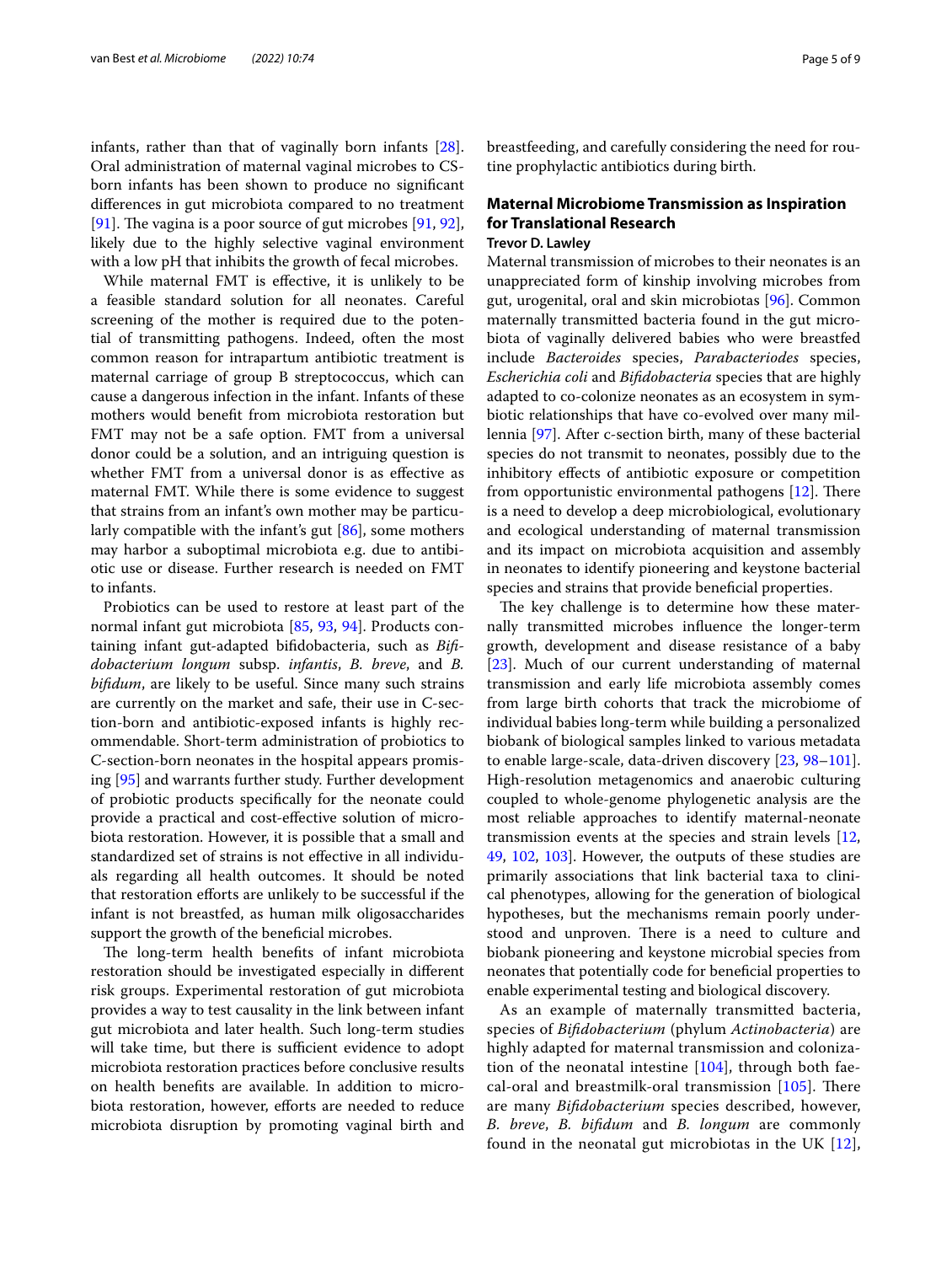infants, rather than that of vaginally born infants [28]. Oral administration of maternal vaginal microbes to CS-born infants has been shown to produce no significant differences in gut microbiota compared to no treatment [91]. The vagina is a poor source of gut microbes [91, 92], likely due to the highly selective vaginal environment with a low pH that inhibits the growth of fecal microbes.

While maternal FMT is effective, it is unlikely to be a feasible standard solution for all neonates. Careful screening of the mother is required due to the potential of transmitting pathogens. Indeed, often the most common reason for intrapartum antibiotic treatment is maternal carriage of group B streptococcus, which can cause a dangerous infection in the infant. Infants of these mothers would benefit from microbiota restoration but FMT may not be a safe option. FMT from a universal donor could be a solution, and an intriguing question is whether FMT from a universal donor is as effective as maternal FMT. While there is some evidence to suggest that strains from an infant's own mother may be particularly compatible with the infant's gut [86], some mothers may harbor a suboptimal microbiota e.g. due to antibiotic use or disease. Further research is needed on FMT to infants.

Probiotics can be used to restore at least part of the normal infant gut microbiota [85, 93, 94]. Products containing infant gut-adapted bifidobacteria, such as *Bifidobacterium longum* subsp. *infantis*, *B. breve*, and *B. bifidum*, are likely to be useful. Since many such strains are currently on the market and safe, their use in C-section-born and antibiotic-exposed infants is highly recommendable. Short-term administration of probiotics to C-section-born neonates in the hospital appears promising [95] and warrants further study. Further development of probiotic products specifically for the neonate could provide a practical and cost-effective solution of microbiota restoration. However, it is possible that a small and standardized set of strains is not effective in all individuals regarding all health outcomes. It should be noted that restoration efforts are unlikely to be successful if the infant is not breastfed, as human milk oligosaccharides support the growth of the beneficial microbes.

The long-term health benefits of infant microbiota restoration should be investigated especially in different risk groups. Experimental restoration of gut microbiota provides a way to test causality in the link between infant gut microbiota and later health. Such long-term studies will take time, but there is sufficient evidence to adopt microbiota restoration practices before conclusive results on health benefits are available. In addition to microbiota restoration, however, efforts are needed to reduce microbiota disruption by promoting vaginal birth and breastfeeding, and carefully considering the need for routine prophylactic antibiotics during birth.

## Maternal Microbiome Transmission as Inspiration for Translational Research

**Trevor D. Lawley**

Maternal transmission of microbes to their neonates is an unappreciated form of kinship involving microbes from gut, urogenital, oral and skin microbiotas [96]. Common maternally transmitted bacteria found in the gut microbiota of vaginally delivered babies who were breastfed include *Bacteroides* species, *Parabacteriodes* species, *Escherichia coli* and *Bifidobacteria* species that are highly adapted to co-colonize neonates as an ecosystem in symbiotic relationships that have co-evolved over many millennia [97]. After c-section birth, many of these bacterial species do not transmit to neonates, possibly due to the inhibitory effects of antibiotic exposure or competition from opportunistic environmental pathogens [12]. There is a need to develop a deep microbiological, evolutionary and ecological understanding of maternal transmission and its impact on microbiota acquisition and assembly in neonates to identify pioneering and keystone bacterial species and strains that provide beneficial properties.

The key challenge is to determine how these maternally transmitted microbes influence the longer-term growth, development and disease resistance of a baby [23]. Much of our current understanding of maternal transmission and early life microbiota assembly comes from large birth cohorts that track the microbiome of individual babies long-term while building a personalized biobank of biological samples linked to various metadata to enable large-scale, data-driven discovery [23, 98–101]. High-resolution metagenomics and anaerobic culturing coupled to whole-genome phylogenetic analysis are the most reliable approaches to identify maternal-neonate transmission events at the species and strain levels [12, 49, 102, 103]. However, the outputs of these studies are primarily associations that link bacterial taxa to clinical phenotypes, allowing for the generation of biological hypotheses, but the mechanisms remain poorly understood and unproven. There is a need to culture and biobank pioneering and keystone microbial species from neonates that potentially code for beneficial properties to enable experimental testing and biological discovery.

As an example of maternally transmitted bacteria, species of *Bifidobacterium* (phylum *Actinobacteria*) are highly adapted for maternal transmission and colonization of the neonatal intestine [104], through both faecal-oral and breastmilk-oral transmission [105]. There are many *Bifidobacterium* species described, however, *B. breve*, *B. bifidum* and *B. longum* are commonly found in the neonatal gut microbiotas in the UK [12],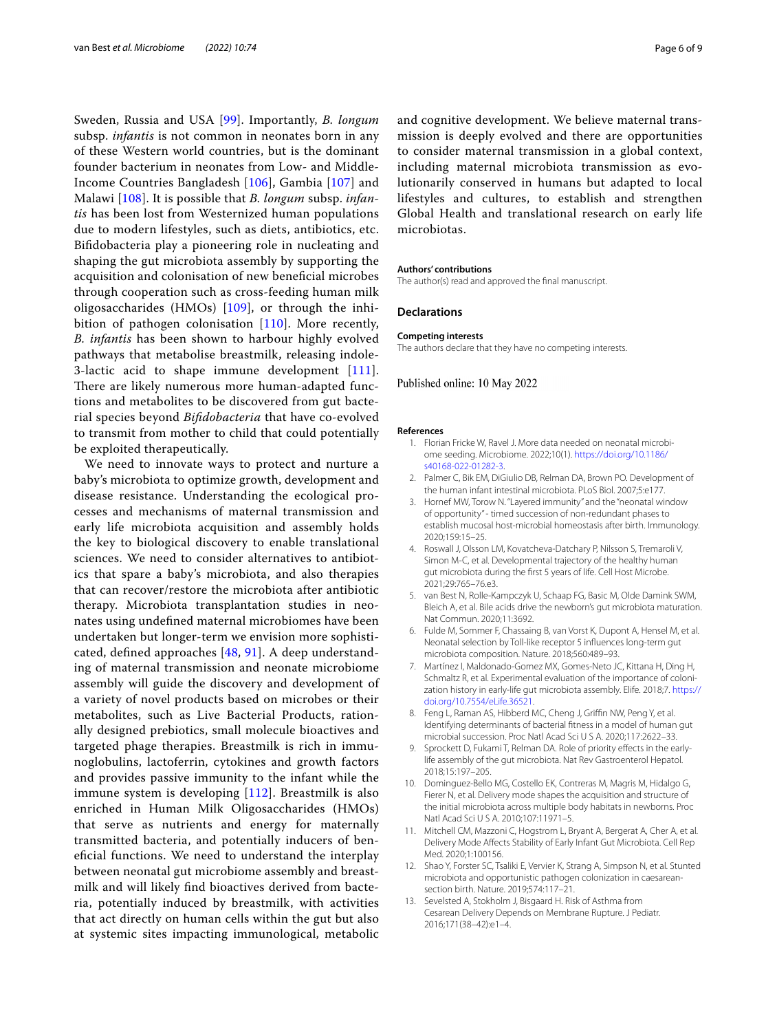Sweden, Russia and USA [99]. Importantly, *B. longum* subsp. *infantis* is not common in neonates born in any of these Western world countries, but is the dominant founder bacterium in neonates from Low- and Middle-Income Countries Bangladesh [106], Gambia [107] and Malawi [108]. It is possible that *B. longum* subsp. *infantis* has been lost from Westernized human populations due to modern lifestyles, such as diets, antibiotics, etc. Bifidobacteria play a pioneering role in nucleating and shaping the gut microbiota assembly by supporting the acquisition and colonisation of new beneficial microbes through cooperation such as cross-feeding human milk oligosaccharides (HMOs) [109], or through the inhibition of pathogen colonisation [110]. More recently, *B. infantis* has been shown to harbour highly evolved pathways that metabolise breastmilk, releasing indole-3-lactic acid to shape immune development [111]. There are likely numerous more human-adapted functions and metabolites to be discovered from gut bacterial species beyond *Bifidobacteria* that have co-evolved to transmit from mother to child that could potentially be exploited therapeutically.

We need to innovate ways to protect and nurture a baby's microbiota to optimize growth, development and disease resistance. Understanding the ecological processes and mechanisms of maternal transmission and early life microbiota acquisition and assembly holds the key to biological discovery to enable translational sciences. We need to consider alternatives to antibiotics that spare a baby's microbiota, and also therapies that can recover/restore the microbiota after antibiotic therapy. Microbiota transplantation studies in neonates using undefined maternal microbiomes have been undertaken but longer-term we envision more sophisticated, defined approaches [48, 91]. A deep understanding of maternal transmission and neonate microbiome assembly will guide the discovery and development of a variety of novel products based on microbes or their metabolites, such as Live Bacterial Products, rationally designed prebiotics, small molecule bioactives and targeted phage therapies. Breastmilk is rich in immunoglobulins, lactoferrin, cytokines and growth factors and provides passive immunity to the infant while the immune system is developing [112]. Breastmilk is also enriched in Human Milk Oligosaccharides (HMOs) that serve as nutrients and energy for maternally transmitted bacteria, and potentially inducers of beneficial functions. We need to understand the interplay between neonatal gut microbiome assembly and breastmilk and will likely find bioactives derived from bacteria, potentially induced by breastmilk, with activities that act directly on human cells within the gut but also at systemic sites impacting immunological, metabolic and cognitive development. We believe maternal transmission is deeply evolved and there are opportunities to consider maternal transmission in a global context, including maternal microbiota transmission as evolutionarily conserved in humans but adapted to local lifestyles and cultures, to establish and strengthen Global Health and translational research on early life microbiotas.

**Authors' contributions**

The author(s) read and approved the final manuscript.

## Declarations

**Competing interests**

The authors declare that they have no competing interests.

Published online: 10 May 2022

**References**

1. Florian Fricke W, Ravel J. More data needed on neonatal microbiome seeding. Microbiome. 2022;10(1). https://doi.org/10.1186/s40168-022-01282-3.
2. Palmer C, Bik EM, DiGiulio DB, Relman DA, Brown PO. Development of the human infant intestinal microbiota. PLoS Biol. 2007;5:e177.
3. Hornef MW, Torow N. "Layered immunity" and the "neonatal window of opportunity" - timed succession of non-redundant phases to establish mucosal host-microbial homeostasis after birth. Immunology. 2020;159:15–25.
4. Roswall J, Olsson LM, Kovatcheva-Datchary P, Nilsson S, Tremaroli V, Simon M-C, et al. Developmental trajectory of the healthy human gut microbiota during the first 5 years of life. Cell Host Microbe. 2021;29:765–76.e3.
5. van Best N, Rolle-Kampczyk U, Schaap FG, Basic M, Olde Damink SWM, Bleich A, et al. Bile acids drive the newborn's gut microbiota maturation. Nat Commun. 2020;11:3692.
6. Fulde M, Sommer F, Chassaing B, van Vorst K, Dupont A, Hensel M, et al. Neonatal selection by Toll-like receptor 5 influences long-term gut microbiota composition. Nature. 2018;560:489–93.
7. Martínez I, Maldonado-Gomez MX, Gomes-Neto JC, Kittana H, Ding H, Schmaltz R, et al. Experimental evaluation of the importance of colonization history in early-life gut microbiota assembly. Elife. 2018;7. https://doi.org/10.7554/eLife.36521.
8. Feng L, Raman AS, Hibberd MC, Cheng J, Griffin NW, Peng Y, et al. Identifying determinants of bacterial fitness in a model of human gut microbial succession. Proc Natl Acad Sci U S A. 2020;117:2622–33.
9. Sprockett D, Fukami T, Relman DA. Role of priority effects in the early-life assembly of the gut microbiota. Nat Rev Gastroenterol Hepatol. 2018;15:197–205.
10. Dominguez-Bello MG, Costello EK, Contreras M, Magris M, Hidalgo G, Fierer N, et al. Delivery mode shapes the acquisition and structure of the initial microbiota across multiple body habitats in newborns. Proc Natl Acad Sci U S A. 2010;107:11971–5.
11. Mitchell CM, Mazzoni C, Hogstrom L, Bryant A, Bergerat A, Cher A, et al. Delivery Mode Affects Stability of Early Infant Gut Microbiota. Cell Rep Med. 2020;1:100156.
12. Shao Y, Forster SC, Tsaliki E, Vervier K, Strang A, Simpson N, et al. Stunted microbiota and opportunistic pathogen colonization in caesarean-section birth. Nature. 2019;574:117–21.
13. Sevelsted A, Stokholm J, Bisgaard H. Risk of Asthma from Cesarean Delivery Depends on Membrane Rupture. J Pediatr. 2016;171(38–42):e1–4.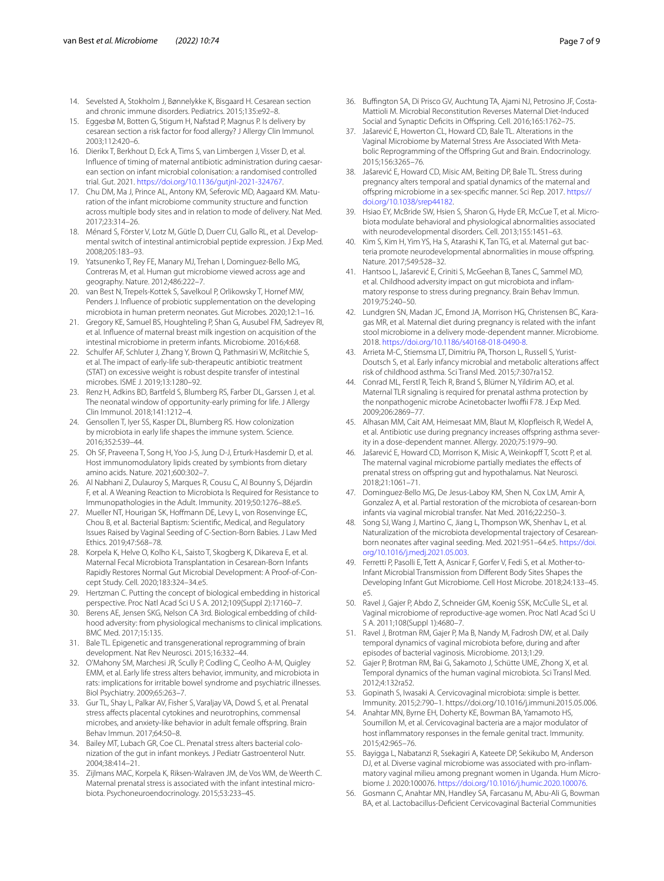14. Sevelsted A, Stokholm J, Bønnelykke K, Bisgaard H. Cesarean section and chronic immune disorders. Pediatrics. 2015;135:e92–8.
15. Eggesbø M, Botten G, Stigum H, Nafstad P, Magnus P. Is delivery by cesarean section a risk factor for food allergy? J Allergy Clin Immunol. 2003;112:420–6.
16. Dierikx T, Berkhout D, Eck A, Tims S, van Limbergen J, Visser D, et al. Influence of timing of maternal antibiotic administration during caesarean section on infant microbial colonisation: a randomised controlled trial. Gut. 2021. https://doi.org/10.1136/gutjnl-2021-324767.
17. Chu DM, Ma J, Prince AL, Antony KM, Seferovic MD, Aagaard KM. Maturation of the infant microbiome community structure and function across multiple body sites and in relation to mode of delivery. Nat Med. 2017;23:314–26.
18. Ménard S, Förster V, Lotz M, Gütle D, Duerr CU, Gallo RL, et al. Developmental switch of intestinal antimicrobial peptide expression. J Exp Med. 2008;205:183–93.
19. Yatsunenko T, Rey FE, Manary MJ, Trehan I, Dominguez-Bello MG, Contreras M, et al. Human gut microbiome viewed across age and geography. Nature. 2012;486:222–7.
20. van Best N, Trepels-Kottek S, Savelkoul P, Orlikowsky T, Hornef MW, Penders J. Influence of probiotic supplementation on the developing microbiota in human preterm neonates. Gut Microbes. 2020;12:1–16.
21. Gregory KE, Samuel BS, Houghteling P, Shan G, Ausubel FM, Sadreyev RI, et al. Influence of maternal breast milk ingestion on acquisition of the intestinal microbiome in preterm infants. Microbiome. 2016;4:68.
22. Schulfer AF, Schluter J, Zhang Y, Brown Q, Pathmasiri W, McRitchie S, et al. The impact of early-life sub-therapeutic antibiotic treatment (STAT) on excessive weight is robust despite transfer of intestinal microbes. ISME J. 2019;13:1280–92.
23. Renz H, Adkins BD, Bartfeld S, Blumberg RS, Farber DL, Garssen J, et al. The neonatal window of opportunity-early priming for life. J Allergy Clin Immunol. 2018;141:1212–4.
24. Gensollen T, Iyer SS, Kasper DL, Blumberg RS. How colonization by microbiota in early life shapes the immune system. Science. 2016;352:539–44.
25. Oh SF, Praveena T, Song H, Yoo J-S, Jung D-J, Erturk-Hasdemir D, et al. Host immunomodulatory lipids created by symbionts from dietary amino acids. Nature. 2021;600:302–7.
26. Al Nabhani Z, Dulauroy S, Marques R, Cousu C, Al Bounny S, Déjardin F, et al. A Weaning Reaction to Microbiota Is Required for Resistance to Immunopathologies in the Adult. Immunity. 2019;50:1276–88.e5.
27. Mueller NT, Hourigan SK, Hoffmann DE, Levy L, von Rosenvinge EC, Chou B, et al. Bacterial Baptism: Scientific, Medical, and Regulatory Issues Raised by Vaginal Seeding of C-Section-Born Babies. J Law Med Ethics. 2019;47:568–78.
28. Korpela K, Helve O, Kolho K-L, Saisto T, Skogberg K, Dikareva E, et al. Maternal Fecal Microbiota Transplantation in Cesarean-Born Infants Rapidly Restores Normal Gut Microbial Development: A Proof-of-Concept Study. Cell. 2020;183:324–34.e5.
29. Hertzman C. Putting the concept of biological embedding in historical perspective. Proc Natl Acad Sci U S A. 2012;109(Suppl 2):17160–7.
30. Berens AE, Jensen SKG, Nelson CA 3rd. Biological embedding of childhood adversity: from physiological mechanisms to clinical implications. BMC Med. 2017;15:135.
31. Bale TL. Epigenetic and transgenerational reprogramming of brain development. Nat Rev Neurosci. 2015;16:332–44.
32. O'Mahony SM, Marchesi JR, Scully P, Codling C, Ceolho A-M, Quigley EMM, et al. Early life stress alters behavior, immunity, and microbiota in rats: implications for irritable bowel syndrome and psychiatric illnesses. Biol Psychiatry. 2009;65:263–7.
33. Gur TL, Shay L, Palkar AV, Fisher S, Varaljay VA, Dowd S, et al. Prenatal stress affects placental cytokines and neurotrophins, commensal microbes, and anxiety-like behavior in adult female offspring. Brain Behav Immun. 2017;64:50–8.
34. Bailey MT, Lubach GR, Coe CL. Prenatal stress alters bacterial colonization of the gut in infant monkeys. J Pediatr Gastroenterol Nutr. 2004;38:414–21.
35. Zijlmans MAC, Korpela K, Riksen-Walraven JM, de Vos WM, de Weerth C. Maternal prenatal stress is associated with the infant intestinal microbiota. Psychoneuroendocrinology. 2015;53:233–45.
36. Buffington SA, Di Prisco GV, Auchtung TA, Ajami NJ, Petrosino JF, Costa-Mattioli M. Microbial Reconstitution Reverses Maternal Diet-Induced Social and Synaptic Deficits in Offspring. Cell. 2016;165:1762–75.
37. Jašarević E, Howerton CL, Howard CD, Bale TL. Alterations in the Vaginal Microbiome by Maternal Stress Are Associated With Metabolic Reprogramming of the Offspring Gut and Brain. Endocrinology. 2015;156:3265–76.
38. Jašarević E, Howard CD, Misic AM, Beiting DP, Bale TL. Stress during pregnancy alters temporal and spatial dynamics of the maternal and offspring microbiome in a sex-specific manner. Sci Rep. 2017. https://doi.org/10.1038/srep44182.
39. Hsiao EY, McBride SW, Hsien S, Sharon G, Hyde ER, McCue T, et al. Microbiota modulate behavioral and physiological abnormalities associated with neurodevelopmental disorders. Cell. 2013;155:1451–63.
40. Kim S, Kim H, Yim YS, Ha S, Atarashi K, Tan TG, et al. Maternal gut bacteria promote neurodevelopmental abnormalities in mouse offspring. Nature. 2017;549:528–32.
41. Hantsoo L, Jašarević E, Criniti S, McGeehan B, Tanes C, Sammel MD, et al. Childhood adversity impact on gut microbiota and inflammatory response to stress during pregnancy. Brain Behav Immun. 2019;75:240–50.
42. Lundgren SN, Madan JC, Emond JA, Morrison HG, Christensen BC, Karagas MR, et al. Maternal diet during pregnancy is related with the infant stool microbiome in a delivery mode-dependent manner. Microbiome. 2018. https://doi.org/10.1186/s40168-018-0490-8.
43. Arrieta M-C, Stiemsma LT, Dimitriu PA, Thorson L, Russell S, Yurist-Doutsch S, et al. Early infancy microbial and metabolic alterations affect risk of childhood asthma. Sci Transl Med. 2015;7:307ra152.
44. Conrad ML, Ferstl R, Teich R, Brand S, Blümer N, Yildirim AO, et al. Maternal TLR signaling is required for prenatal asthma protection by the nonpathogenic microbe Acinetobacter lwoffii F78. J Exp Med. 2009;206:2869–77.
45. Alhasan MM, Cait AM, Heimesaat MM, Blaut M, Klopfleisch R, Wedel A, et al. Antibiotic use during pregnancy increases offspring asthma severity in a dose-dependent manner. Allergy. 2020;75:1979–90.
46. Jašarević E, Howard CD, Morrison K, Misic A, Weinkopff T, Scott P, et al. The maternal vaginal microbiome partially mediates the effects of prenatal stress on offspring gut and hypothalamus. Nat Neurosci. 2018;21:1061–71.
47. Dominguez-Bello MG, De Jesus-Laboy KM, Shen N, Cox LM, Amir A, Gonzalez A, et al. Partial restoration of the microbiota of cesarean-born infants via vaginal microbial transfer. Nat Med. 2016;22:250–3.
48. Song SJ, Wang J, Martino C, Jiang L, Thompson WK, Shenhav L, et al. Naturalization of the microbiota developmental trajectory of Cesarean-born neonates after vaginal seeding. Med. 2021:951–64.e5. https://doi.org/10.1016/j.medj.2021.05.003.
49. Ferretti P, Pasolli E, Tett A, Asnicar F, Gorfer V, Fedi S, et al. Mother-to-Infant Microbial Transmission from Different Body Sites Shapes the Developing Infant Gut Microbiome. Cell Host Microbe. 2018;24:133–45.e5.
50. Ravel J, Gajer P, Abdo Z, Schneider GM, Koenig SSK, McCulle SL, et al. Vaginal microbiome of reproductive-age women. Proc Natl Acad Sci U S A. 2011;108(Suppl 1):4680–7.
51. Ravel J, Brotman RM, Gajer P, Ma B, Nandy M, Fadrosh DW, et al. Daily temporal dynamics of vaginal microbiota before, during and after episodes of bacterial vaginosis. Microbiome. 2013;1:29.
52. Gajer P, Brotman RM, Bai G, Sakamoto J, Schütte UME, Zhong X, et al. Temporal dynamics of the human vaginal microbiota. Sci Transl Med. 2012;4:132ra52.
53. Gopinath S, Iwasaki A. Cervicovaginal microbiota: simple is better. Immunity. 2015;2:790–1. https://doi.org/10.1016/j.immuni.2015.05.006.
54. Anahtar MN, Byrne EH, Doherty KE, Bowman BA, Yamamoto HS, Soumillon M, et al. Cervicovaginal bacteria are a major modulator of host inflammatory responses in the female genital tract. Immunity. 2015;42:965–76.
55. Bayigga L, Nabatanzi R, Ssekagiri A, Kateete DP, Sekikubo M, Anderson DJ, et al. Diverse vaginal microbiome was associated with pro-inflammatory vaginal milieu among pregnant women in Uganda. Hum Microbiome J. 2020:100076. https://doi.org/10.1016/j.humic.2020.100076.
56. Gosmann C, Anahtar MN, Handley SA, Farcasanu M, Abu-Ali G, Bowman BA, et al. Lactobacillus-Deficient Cervicovaginal Bacterial Communities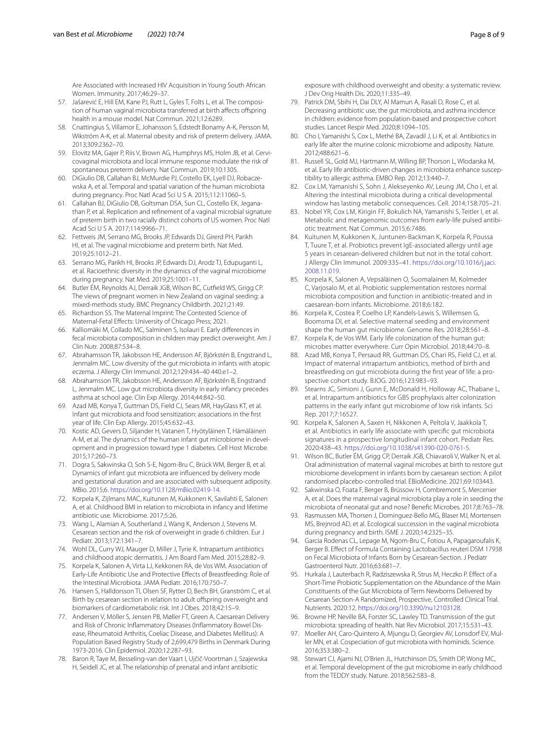Are Associated with Increased HIV Acquisition in Young South African Women. Immunity. 2017;46:29–37.

57. Jašarević E, Hill EM, Kane PJ, Rutt L, Gyles T, Folts L, et al. The composition of human vaginal microbiota transferred at birth affects offspring health in a mouse model. Nat Commun. 2021;12:6289.
58. Cnattingius S, Villamor E, Johansson S, Edstedt Bonamy A-K, Persson M, Wikström A-K, et al. Maternal obesity and risk of preterm delivery. JAMA. 2013;309:2362–70.
59. Elovitz MA, Gajer P, Riis V, Brown AG, Humphrys MS, Holm JB, et al. Cervicovaginal microbiota and local immune response modulate the risk of spontaneous preterm delivery. Nat Commun. 2019;10:1305.
60. DiGiulio DB, Callahan BJ, McMurdie PJ, Costello EK, Lyell DJ, Robaczewska A, et al. Temporal and spatial variation of the human microbiota during pregnancy. Proc Natl Acad Sci U S A. 2015;112:11060–5.
61. Callahan BJ, DiGiulio DB, Goltsman DSA, Sun CL, Costello EK, Jeganathan P, et al. Replication and refinement of a vaginal microbial signature of preterm birth in two racially distinct cohorts of US women. Proc Natl Acad Sci U S A. 2017;114:9966–71.
62. Fettweis JM, Serrano MG, Brooks JP, Edwards DJ, Girerd PH, Parikh HI, et al. The vaginal microbiome and preterm birth. Nat Med. 2019;25:1012–21.
63. Serrano MG, Parikh HI, Brooks JP, Edwards DJ, Arodz TJ, Edupuganti L, et al. Racioethnic diversity in the dynamics of the vaginal microbiome during pregnancy. Nat Med. 2019;25:1001–11.
64. Butler ÉM, Reynolds AJ, Derraik JGB, Wilson BC, Cutfield WS, Grigg CP. The views of pregnant women in New Zealand on vaginal seeding: a mixed-methods study. BMC Pregnancy Childbirth. 2021;21:49.
65. Richardson SS. The Maternal Imprint: The Contested Science of Maternal-Fetal Effects: University of Chicago Press; 2021.
66. Kalliomäki M, Collado MC, Salminen S, Isolauri E. Early differences in fecal microbiota composition in children may predict overweight. Am J Clin Nutr. 2008;87:534–8.
67. Abrahamsson TR, Jakobsson HE, Andersson AF, Björkstén B, Engstrand L, Jenmalm MC. Low diversity of the gut microbiota in infants with atopic eczema. J Allergy Clin Immunol. 2012;129:434–40 440.e1–2.
68. Abrahamsson TR, Jakobsson HE, Andersson AF, Björkstén B, Engstrand L, Jenmalm MC. Low gut microbiota diversity in early infancy precedes asthma at school age. Clin Exp Allergy. 2014;44:842–50.
69. Azad MB, Konya T, Guttman DS, Field CJ, Sears MR, HayGlass KT, et al. Infant gut microbiota and food sensitization: associations in the first year of life. Clin Exp Allergy. 2015;45:632–43.
70. Kostic AD, Gevers D, Siljander H, Vatanen T, Hyötyläinen T, Hämäläinen A-M, et al. The dynamics of the human infant gut microbiome in development and in progression toward type 1 diabetes. Cell Host Microbe. 2015;17:260–73.
71. Dogra S, Sakwinska O, Soh S-E, Ngom-Bru C, Brück WM, Berger B, et al. Dynamics of infant gut microbiota are influenced by delivery mode and gestational duration and are associated with subsequent adiposity. MBio. 2015;6. https://doi.org/10.1128/mBio.02419-14.
72. Korpela K, Zijlmans MAC, Kuitunen M, Kukkonen K, Savilahti E, Salonen A, et al. Childhood BMI in relation to microbiota in infancy and lifetime antibiotic use. Microbiome. 2017;5:26.
73. Wang L, Alamian A, Southerland J, Wang K, Anderson J, Stevens M. Cesarean section and the risk of overweight in grade 6 children. Eur J Pediatr. 2013;172:1341–7.
74. Wohl DL, Curry WJ, Mauger D, Miller J, Tyrie K. Intrapartum antibiotics and childhood atopic dermatitis. J Am Board Fam Med. 2015;28:82–9.
75. Korpela K, Salonen A, Virta LJ, Kekkonen RA, de Vos WM. Association of Early-Life Antibiotic Use and Protective Effects of Breastfeeding: Role of the Intestinal Microbiota. JAMA Pediatr. 2016;170:750–7.
76. Hansen S, Halldorsson TI, Olsen SF, Rytter D, Bech BH, Granström C, et al. Birth by cesarean section in relation to adult offspring overweight and biomarkers of cardiometabolic risk. Int J Obes. 2018;42:15–9.
77. Andersen V, Möller S, Jensen PB, Møller FT, Green A. Caesarean Delivery and Risk of Chronic Inflammatory Diseases (Inflammatory Bowel Disease, Rheumatoid Arthritis, Coeliac Disease, and Diabetes Mellitus): A Population Based Registry Study of 2,699,479 Births in Denmark During 1973-2016. Clin Epidemiol. 2020;12:287–93.
78. Baron R, Taye M, Besseling-van der Vaart I, Ujčič-Voortman J, Szajewska H, Seidell JC, et al. The relationship of prenatal and infant antibiotic exposure with childhood overweight and obesity: a systematic review. J Dev Orig Health Dis. 2020;11:335–49.
79. Patrick DM, Sbihi H, Dai DLY, Al Mamun A, Rasali D, Rose C, et al. Decreasing antibiotic use, the gut microbiota, and asthma incidence in children: evidence from population-based and prospective cohort studies. Lancet Respir Med. 2020;8:1094–105.
80. Cho I, Yamanishi S, Cox L, Methé BA, Zavadil J, Li K, et al. Antibiotics in early life alter the murine colonic microbiome and adiposity. Nature. 2012;488:621–6.
81. Russell SL, Gold MJ, Hartmann M, Willing BP, Thorson L, Wlodarska M, et al. Early life antibiotic-driven changes in microbiota enhance susceptibility to allergic asthma. EMBO Rep. 2012;13:440–7.
82. Cox LM, Yamanishi S, Sohn J, Alekseyenko AV, Leung JM, Cho I, et al. Altering the intestinal microbiota during a critical developmental window has lasting metabolic consequences. Cell. 2014;158:705–21.
83. Nobel YR, Cox LM, Kirigin FF, Bokulich NA, Yamanishi S, Teitler I, et al. Metabolic and metagenomic outcomes from early-life pulsed antibiotic treatment. Nat Commun. 2015;6:7486.
84. Kuitunen M, Kukkonen K, Juntunen-Backman K, Korpela R, Poussa T, Tuure T, et al. Probiotics prevent IgE-associated allergy until age 5 years in cesarean-delivered children but not in the total cohort. J Allergy Clin Immunol. 2009:335–41. https://doi.org/10.1016/j.jaci.2008.11.019.
85. Korpela K, Salonen A, Vepsäläinen O, Suomalainen M, Kolmeder C, Varjosalo M, et al. Probiotic supplementation restores normal microbiota composition and function in antibiotic-treated and in caesarean-born infants. Microbiome. 2018;6:182.
86. Korpela K, Costea P, Coelho LP, Kandels-Lewis S, Willemsen G, Boomsma DI, et al. Selective maternal seeding and environment shape the human gut microbiome. Genome Res. 2018;28:561–8.
87. Korpela K, de Vos WM. Early life colonization of the human gut: microbes matter everywhere. Curr Opin Microbiol. 2018;44:70–8.
88. Azad MB, Konya T, Persaud RR, Guttman DS, Chari RS, Field CJ, et al. Impact of maternal intrapartum antibiotics, method of birth and breastfeeding on gut microbiota during the first year of life: a prospective cohort study. BJOG. 2016;123:983–93.
89. Stearns JC, Simioni J, Gunn E, McDonald H, Holloway AC, Thabane L, et al. Intrapartum antibiotics for GBS prophylaxis alter colonization patterns in the early infant gut microbiome of low risk infants. Sci Rep. 2017;7:16527.
90. Korpela K, Salonen A, Saxen H, Nikkonen A, Peltola V, Jaakkola T, et al. Antibiotics in early life associate with specific gut microbiota signatures in a prospective longitudinal infant cohort. Pediatr Res. 2020:438–43. https://doi.org/10.1038/s41390-020-0761-5.
91. Wilson BC, Butler ÉM, Grigg CP, Derraik JGB, Chiavaroli V, Walker N, et al. Oral administration of maternal vaginal microbes at birth to restore gut microbiome development in infants born by caesarean section: A pilot randomised placebo-controlled trial. EBioMedicine. 2021;69:103443.
92. Sakwinska O, Foata F, Berger B, Brüssow H, Combremont S, Mercenier A, et al. Does the maternal vaginal microbiota play a role in seeding the microbiota of neonatal gut and nose? Benefic Microbes. 2017;8:763–78.
93. Rasmussen MA, Thorsen J, Dominguez-Bello MG, Blaser MJ, Mortensen MS, Brejnrod AD, et al. Ecological succession in the vaginal microbiota during pregnancy and birth. ISME J. 2020;14:2325–35.
94. Garcia Rodenas CL, Lepage M, Ngom-Bru C, Fotiou A, Papagaroufalis K, Berger B. Effect of Formula Containing Lactobacillus reuteri DSM 17938 on Fecal Microbiota of Infants Born by Cesarean-Section. J Pediatr Gastroenterol Nutr. 2016;63:681–7.
95. Hurkala J, Lauterbach R, Radziszewska R, Strus M, Heczko P. Effect of a Short-Time Probiotic Supplementation on the Abundance of the Main Constituents of the Gut Microbiota of Term Newborns Delivered by Cesarean Section-A Randomized, Prospective, Controlled Clinical Trial. Nutrients. 2020:12. https://doi.org/10.3390/nu12103128.
96. Browne HP, Neville BA, Forster SC, Lawley TD. Transmission of the gut microbiota: spreading of health. Nat Rev Microbiol. 2017;15:531–43.
97. Moeller AH, Caro-Quintero A, Mjungu D, Georgiev AV, Lonsdorf EV, Muller MN, et al. Cospeciation of gut microbiota with hominids. Science. 2016;353:380–2.
98. Stewart CJ, Ajami NJ, O'Brien JL, Hutchinson DS, Smith DP, Wong MC, et al. Temporal development of the gut microbiome in early childhood from the TEDDY study. Nature. 2018;562:583–8.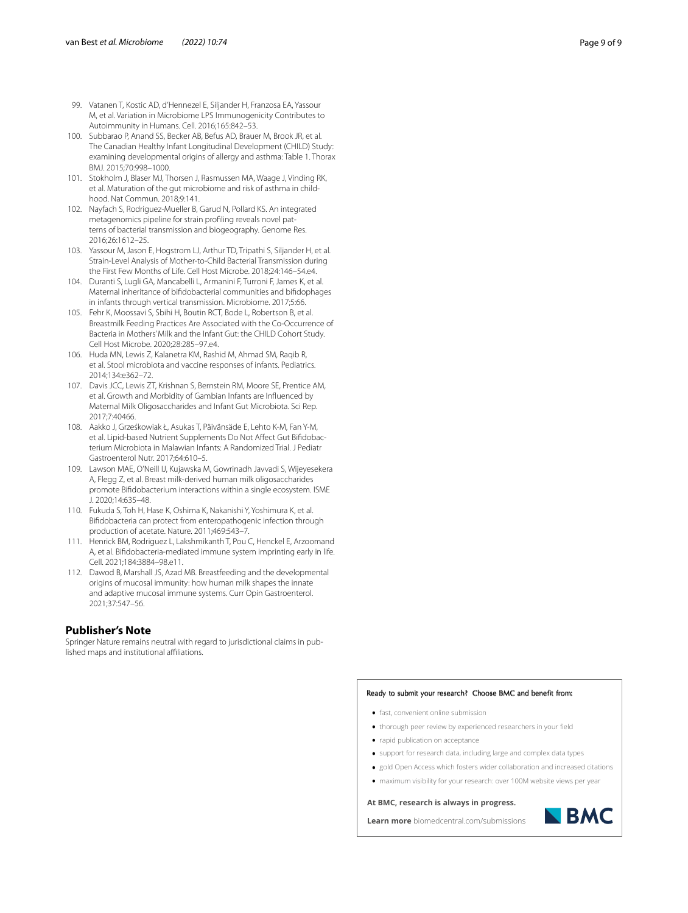99. Vatanen T, Kostic AD, d'Hennezel E, Siljander H, Franzosa EA, Yassour M, et al. Variation in Microbiome LPS Immunogenicity Contributes to Autoimmunity in Humans. Cell. 2016;165:842–53.
100. Subbarao P, Anand SS, Becker AB, Befus AD, Brauer M, Brook JR, et al. The Canadian Healthy Infant Longitudinal Development (CHILD) Study: examining developmental origins of allergy and asthma: Table 1. Thorax BMJ. 2015;70:998–1000.
101. Stokholm J, Blaser MJ, Thorsen J, Rasmussen MA, Waage J, Vinding RK, et al. Maturation of the gut microbiome and risk of asthma in childhood. Nat Commun. 2018;9:141.
102. Nayfach S, Rodriguez-Mueller B, Garud N, Pollard KS. An integrated metagenomics pipeline for strain profiling reveals novel patterns of bacterial transmission and biogeography. Genome Res. 2016;26:1612–25.
103. Yassour M, Jason E, Hogstrom LJ, Arthur TD, Tripathi S, Siljander H, et al. Strain-Level Analysis of Mother-to-Child Bacterial Transmission during the First Few Months of Life. Cell Host Microbe. 2018;24:146–54.e4.
104. Duranti S, Lugli GA, Mancabelli L, Armanini F, Turroni F, James K, et al. Maternal inheritance of bifidobacterial communities and bifidophages in infants through vertical transmission. Microbiome. 2017;5:66.
105. Fehr K, Moossavi S, Sbihi H, Boutin RCT, Bode L, Robertson B, et al. Breastmilk Feeding Practices Are Associated with the Co-Occurrence of Bacteria in Mothers' Milk and the Infant Gut: the CHILD Cohort Study. Cell Host Microbe. 2020;28:285–97.e4.
106. Huda MN, Lewis Z, Kalanetra KM, Rashid M, Ahmad SM, Raqib R, et al. Stool microbiota and vaccine responses of infants. Pediatrics. 2014;134:e362–72.
107. Davis JCC, Lewis ZT, Krishnan S, Bernstein RM, Moore SE, Prentice AM, et al. Growth and Morbidity of Gambian Infants are Influenced by Maternal Milk Oligosaccharides and Infant Gut Microbiota. Sci Rep. 2017;7:40466.
108. Aakko J, Grześkowiak Ł, Asukas T, Päivänsäde E, Lehto K-M, Fan Y-M, et al. Lipid-based Nutrient Supplements Do Not Affect Gut Bifidobacterium Microbiota in Malawian Infants: A Randomized Trial. J Pediatr Gastroenterol Nutr. 2017;64:610–5.
109. Lawson MAE, O'Neill IJ, Kujawska M, Gowrinadh Javvadi S, Wijeyesekera A, Flegg Z, et al. Breast milk-derived human milk oligosaccharides promote Bifidobacterium interactions within a single ecosystem. ISME J. 2020;14:635–48.
110. Fukuda S, Toh H, Hase K, Oshima K, Nakanishi Y, Yoshimura K, et al. Bifidobacteria can protect from enteropathogenic infection through production of acetate. Nature. 2011;469:543–7.
111. Henrick BM, Rodriguez L, Lakshmikanth T, Pou C, Henckel E, Arzoomand A, et al. Bifidobacteria-mediated immune system imprinting early in life. Cell. 2021;184:3884–98.e11.
112. Dawod B, Marshall JS, Azad MB. Breastfeeding and the developmental origins of mucosal immunity: how human milk shapes the innate and adaptive mucosal immune systems. Curr Opin Gastroenterol. 2021;37:547–56.

## Publisher's Note

Springer Nature remains neutral with regard to jurisdictional claims in published maps and institutional affiliations.

Ready to submit your research? Choose BMC and benefit from:

- fast, convenient online submission
- thorough peer review by experienced researchers in your field
- rapid publication on acceptance
- support for research data, including large and complex data types
- gold Open Access which fosters wider collaboration and increased citations
- maximum visibility for your research: over 100M website views per year

**At BMC, research is always in progress.**

**Learn more** biomedcentral.com/submissions

BMC